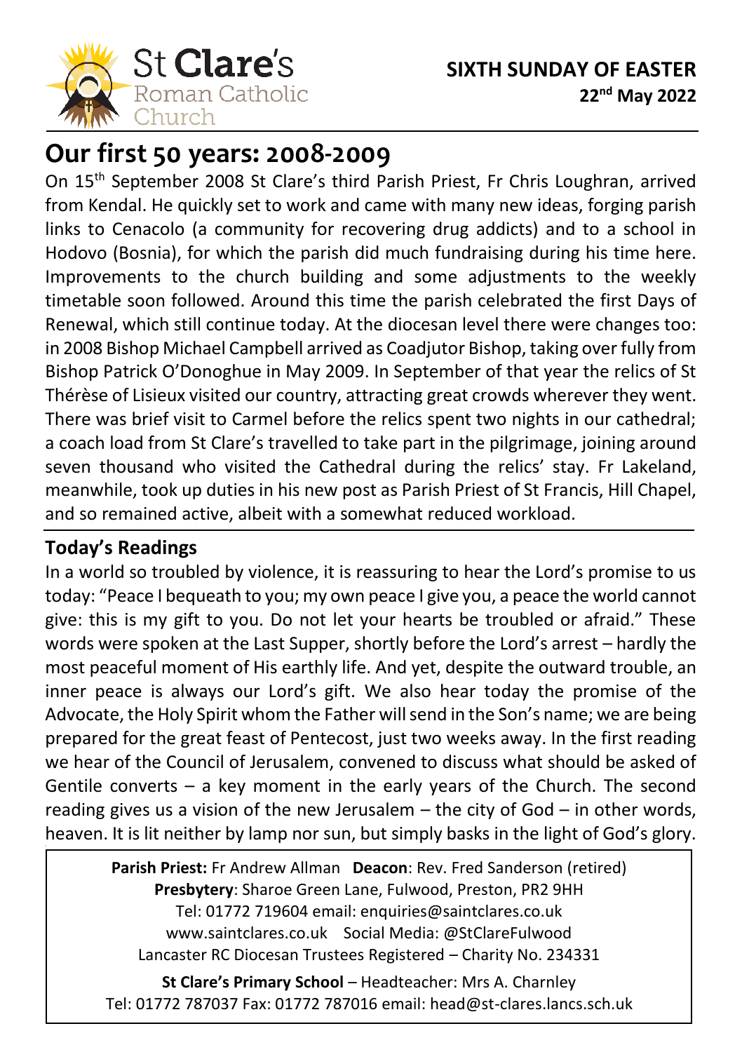St **Clare**'s
Roman Catholic
Church

**SIXTH SUNDAY OF EASTER**
**22nd May 2022**

# Our first 50 years: 2008-2009

On 15th September 2008 St Clare's third Parish Priest, Fr Chris Loughran, arrived from Kendal. He quickly set to work and came with many new ideas, forging parish links to Cenacolo (a community for recovering drug addicts) and to a school in Hodovo (Bosnia), for which the parish did much fundraising during his time here. Improvements to the church building and some adjustments to the weekly timetable soon followed. Around this time the parish celebrated the first Days of Renewal, which still continue today. At the diocesan level there were changes too: in 2008 Bishop Michael Campbell arrived as Coadjutor Bishop, taking over fully from Bishop Patrick O'Donoghue in May 2009. In September of that year the relics of St Thérèse of Lisieux visited our country, attracting great crowds wherever they went. There was brief visit to Carmel before the relics spent two nights in our cathedral; a coach load from St Clare's travelled to take part in the pilgrimage, joining around seven thousand who visited the Cathedral during the relics' stay. Fr Lakeland, meanwhile, took up duties in his new post as Parish Priest of St Francis, Hill Chapel, and so remained active, albeit with a somewhat reduced workload.

## Today's Readings

In a world so troubled by violence, it is reassuring to hear the Lord's promise to us today: "Peace I bequeath to you; my own peace I give you, a peace the world cannot give: this is my gift to you. Do not let your hearts be troubled or afraid." These words were spoken at the Last Supper, shortly before the Lord's arrest – hardly the most peaceful moment of His earthly life. And yet, despite the outward trouble, an inner peace is always our Lord's gift. We also hear today the promise of the Advocate, the Holy Spirit whom the Father will send in the Son's name; we are being prepared for the great feast of Pentecost, just two weeks away. In the first reading we hear of the Council of Jerusalem, convened to discuss what should be asked of Gentile converts – a key moment in the early years of the Church. The second reading gives us a vision of the new Jerusalem – the city of God – in other words, heaven. It is lit neither by lamp nor sun, but simply basks in the light of God's glory.

**Parish Priest:** Fr Andrew Allman **Deacon**: Rev. Fred Sanderson (retired)
**Presbytery**: Sharoe Green Lane, Fulwood, Preston, PR2 9HH
Tel: 01772 719604 email: enquiries@saintclares.co.uk
www.saintclares.co.uk Social Media: @StClareFulwood
Lancaster RC Diocesan Trustees Registered – Charity No. 234331

**St Clare's Primary School** – Headteacher: Mrs A. Charnley
Tel: 01772 787037 Fax: 01772 787016 email: head@st-clares.lancs.sch.uk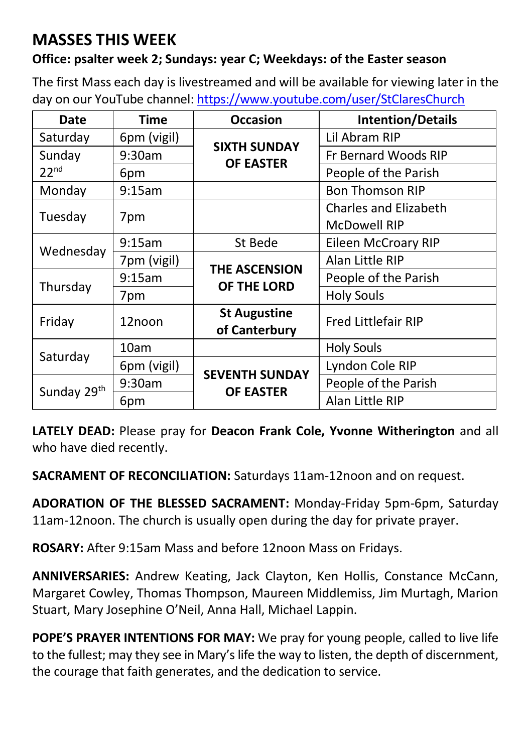## MASSES THIS WEEK

**Office: psalter week 2; Sundays: year C; Weekdays: of the Easter season**

The first Mass each day is livestreamed and will be available for viewing later in the day on our YouTube channel: https://www.youtube.com/user/StClaresChurch

| Date | Time | Occasion | Intention/Details |
|---|---|---|---|
| Saturday | 6pm (vigil) | **SIXTH SUNDAY OF EASTER** | Lil Abram RIP |
| Sunday 22nd | 9:30am | | Fr Bernard Woods RIP |
| | 6pm | | People of the Parish |
| Monday | 9:15am | | Bon Thomson RIP |
| Tuesday | 7pm | | Charles and Elizabeth McDowell RIP |
| Wednesday | 9:15am | St Bede | Eileen McCroary RIP |
| | 7pm (vigil) | **THE ASCENSION OF THE LORD** | Alan Little RIP |
| Thursday | 9:15am | | People of the Parish |
| | 7pm | | Holy Souls |
| Friday | 12noon | **St Augustine of Canterbury** | Fred Littlefair RIP |
| Saturday | 10am | | Holy Souls |
| | 6pm (vigil) | **SEVENTH SUNDAY OF EASTER** | Lyndon Cole RIP |
| Sunday 29th | 9:30am | | People of the Parish |
| | 6pm | | Alan Little RIP |

**LATELY DEAD:** Please pray for **Deacon Frank Cole, Yvonne Witherington** and all who have died recently.

**SACRAMENT OF RECONCILIATION:** Saturdays 11am-12noon and on request.

**ADORATION OF THE BLESSED SACRAMENT:** Monday-Friday 5pm-6pm, Saturday 11am-12noon. The church is usually open during the day for private prayer.

**ROSARY:** After 9:15am Mass and before 12noon Mass on Fridays.

**ANNIVERSARIES:** Andrew Keating, Jack Clayton, Ken Hollis, Constance McCann, Margaret Cowley, Thomas Thompson, Maureen Middlemiss, Jim Murtagh, Marion Stuart, Mary Josephine O'Neil, Anna Hall, Michael Lappin.

**POPE'S PRAYER INTENTIONS FOR MAY:** We pray for young people, called to live life to the fullest; may they see in Mary's life the way to listen, the depth of discernment, the courage that faith generates, and the dedication to service.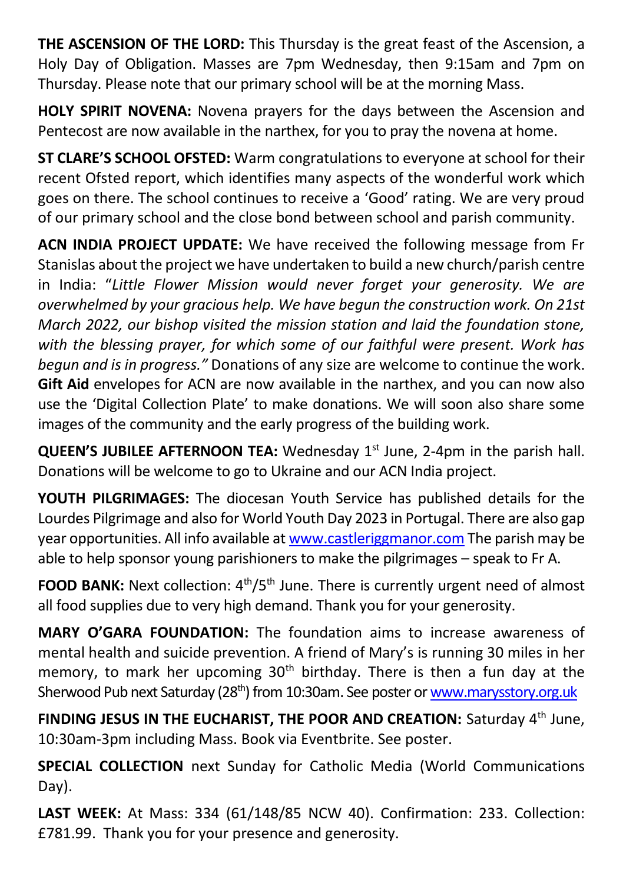**THE ASCENSION OF THE LORD:** This Thursday is the great feast of the Ascension, a Holy Day of Obligation. Masses are 7pm Wednesday, then 9:15am and 7pm on Thursday. Please note that our primary school will be at the morning Mass.

**HOLY SPIRIT NOVENA:** Novena prayers for the days between the Ascension and Pentecost are now available in the narthex, for you to pray the novena at home.

**ST CLARE'S SCHOOL OFSTED:** Warm congratulations to everyone at school for their recent Ofsted report, which identifies many aspects of the wonderful work which goes on there. The school continues to receive a 'Good' rating. We are very proud of our primary school and the close bond between school and parish community.

**ACN INDIA PROJECT UPDATE:** We have received the following message from Fr Stanislas about the project we have undertaken to build a new church/parish centre in India: "*Little Flower Mission would never forget your generosity. We are overwhelmed by your gracious help. We have begun the construction work. On 21st March 2022, our bishop visited the mission station and laid the foundation stone, with the blessing prayer, for which some of our faithful were present. Work has begun and is in progress."* Donations of any size are welcome to continue the work. **Gift Aid** envelopes for ACN are now available in the narthex, and you can now also use the 'Digital Collection Plate' to make donations. We will soon also share some images of the community and the early progress of the building work.

**QUEEN'S JUBILEE AFTERNOON TEA:** Wednesday 1st June, 2-4pm in the parish hall. Donations will be welcome to go to Ukraine and our ACN India project.

**YOUTH PILGRIMAGES:** The diocesan Youth Service has published details for the Lourdes Pilgrimage and also for World Youth Day 2023 in Portugal. There are also gap year opportunities. All info available at www.castleriggmanor.com The parish may be able to help sponsor young parishioners to make the pilgrimages – speak to Fr A.

**FOOD BANK:** Next collection: 4th/5th June. There is currently urgent need of almost all food supplies due to very high demand. Thank you for your generosity.

**MARY O'GARA FOUNDATION:** The foundation aims to increase awareness of mental health and suicide prevention. A friend of Mary's is running 30 miles in her memory, to mark her upcoming 30th birthday. There is then a fun day at the Sherwood Pub next Saturday (28th) from 10:30am. See poster or www.marysstory.org.uk

**FINDING JESUS IN THE EUCHARIST, THE POOR AND CREATION:** Saturday 4th June, 10:30am-3pm including Mass. Book via Eventbrite. See poster.

**SPECIAL COLLECTION** next Sunday for Catholic Media (World Communications Day).

**LAST WEEK:** At Mass: 334 (61/148/85 NCW 40). Confirmation: 233. Collection: £781.99. Thank you for your presence and generosity.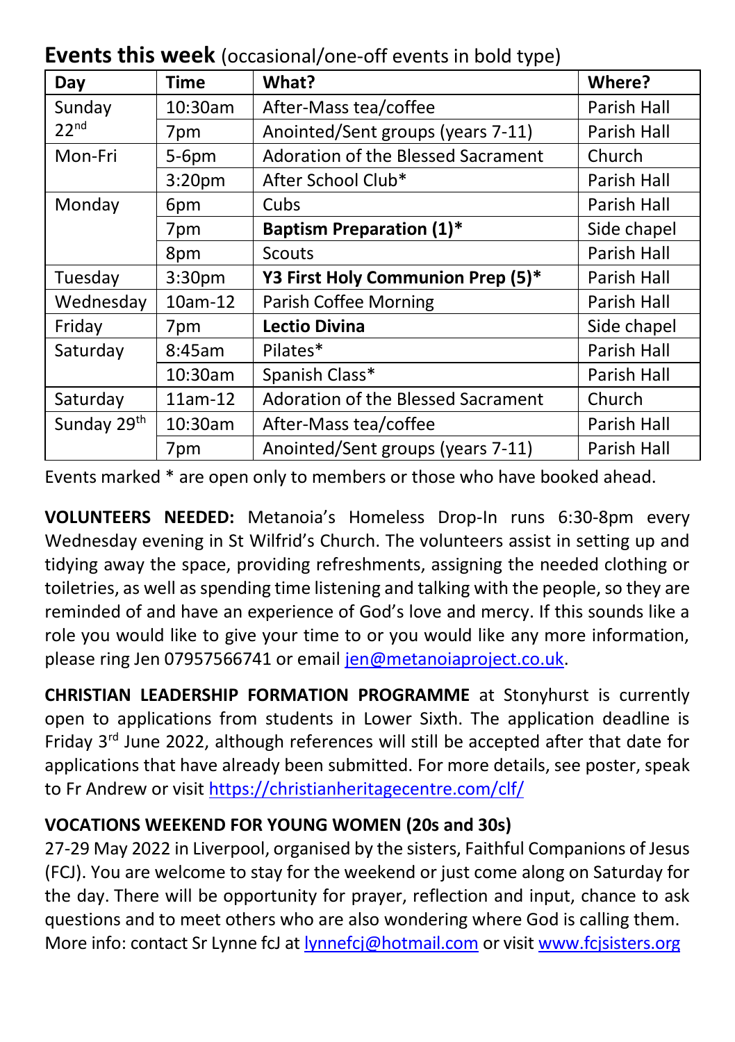## **Events this week** (occasional/one-off events in bold type)

| Day | Time | What? | Where? |
|---|---|---|---|
| Sunday 22nd | 10:30am | After-Mass tea/coffee | Parish Hall |
| | 7pm | Anointed/Sent groups (years 7-11) | Parish Hall |
| Mon-Fri | 5-6pm | Adoration of the Blessed Sacrament | Church |
| | 3:20pm | After School Club* | Parish Hall |
| Monday | 6pm | Cubs | Parish Hall |
| | 7pm | **Baptism Preparation (1)*** | Side chapel |
| | 8pm | Scouts | Parish Hall |
| Tuesday | 3:30pm | **Y3 First Holy Communion Prep (5)*** | Parish Hall |
| Wednesday | 10am-12 | Parish Coffee Morning | Parish Hall |
| Friday | 7pm | **Lectio Divina** | Side chapel |
| Saturday | 8:45am | Pilates* | Parish Hall |
| | 10:30am | Spanish Class* | Parish Hall |
| Saturday | 11am-12 | Adoration of the Blessed Sacrament | Church |
| Sunday 29th | 10:30am | After-Mass tea/coffee | Parish Hall |
| | 7pm | Anointed/Sent groups (years 7-11) | Parish Hall |

Events marked * are open only to members or those who have booked ahead.

**VOLUNTEERS NEEDED:** Metanoia's Homeless Drop-In runs 6:30-8pm every Wednesday evening in St Wilfrid's Church. The volunteers assist in setting up and tidying away the space, providing refreshments, assigning the needed clothing or toiletries, as well as spending time listening and talking with the people, so they are reminded of and have an experience of God's love and mercy. If this sounds like a role you would like to give your time to or you would like any more information, please ring Jen 07957566741 or email jen@metanoiaproject.co.uk.

**CHRISTIAN LEADERSHIP FORMATION PROGRAMME** at Stonyhurst is currently open to applications from students in Lower Sixth. The application deadline is Friday 3rd June 2022, although references will still be accepted after that date for applications that have already been submitted. For more details, see poster, speak to Fr Andrew or visit https://christianheritagecentre.com/clf/

**VOCATIONS WEEKEND FOR YOUNG WOMEN (20s and 30s)**

27-29 May 2022 in Liverpool, organised by the sisters, Faithful Companions of Jesus (FCJ). You are welcome to stay for the weekend or just come along on Saturday for the day. There will be opportunity for prayer, reflection and input, chance to ask questions and to meet others who are also wondering where God is calling them. More info: contact Sr Lynne fcJ at lynnefcj@hotmail.com or visit www.fcjsisters.org